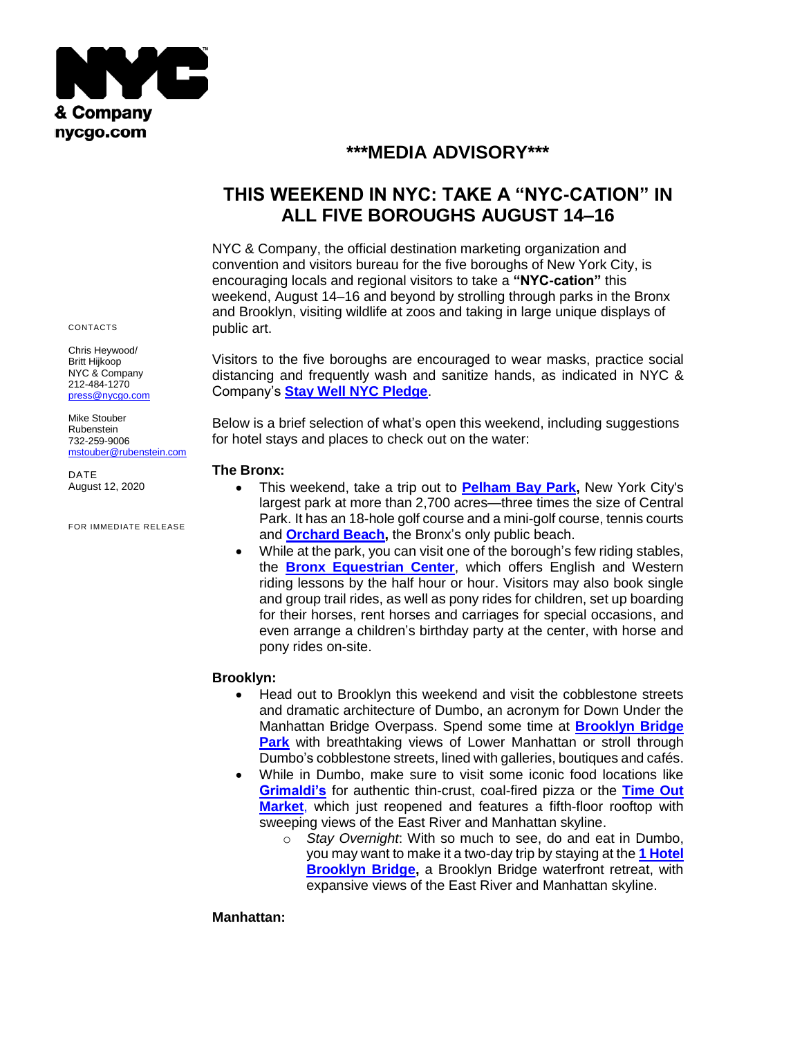**NYC & Company**
**nycgo.com**

## \*\*\*MEDIA ADVISORY\*\*\*

# THIS WEEKEND IN NYC: TAKE A "NYC-CATION" IN ALL FIVE BOROUGHS AUGUST 14–16

CONTACTS

Chris Heywood/
Britt Hijkoop
NYC & Company
212-484-1270
press@nycgo.com

Mike Stouber
Rubenstein
732-259-9006
mstouber@rubenstein.com

DATE
August 12, 2020

FOR IMMEDIATE RELEASE

NYC & Company, the official destination marketing organization and convention and visitors bureau for the five boroughs of New York City, is encouraging locals and regional visitors to take a **"NYC-cation"** this weekend, August 14–16 and beyond by strolling through parks in the Bronx and Brooklyn, visiting wildlife at zoos and taking in large unique displays of public art.

Visitors to the five boroughs are encouraged to wear masks, practice social distancing and frequently wash and sanitize hands, as indicated in NYC & Company's **Stay Well NYC Pledge**.

Below is a brief selection of what's open this weekend, including suggestions for hotel stays and places to check out on the water:

**The Bronx:**

- This weekend, take a trip out to **Pelham Bay Park,** New York City's largest park at more than 2,700 acres—three times the size of Central Park. It has an 18-hole golf course and a mini-golf course, tennis courts and **Orchard Beach,** the Bronx's only public beach.
- While at the park, you can visit one of the borough's few riding stables, the **Bronx Equestrian Center**, which offers English and Western riding lessons by the half hour or hour. Visitors may also book single and group trail rides, as well as pony rides for children, set up boarding for their horses, rent horses and carriages for special occasions, and even arrange a children's birthday party at the center, with horse and pony rides on-site.

**Brooklyn:**

- Head out to Brooklyn this weekend and visit the cobblestone streets and dramatic architecture of Dumbo, an acronym for Down Under the Manhattan Bridge Overpass. Spend some time at **Brooklyn Bridge Park** with breathtaking views of Lower Manhattan or stroll through Dumbo's cobblestone streets, lined with galleries, boutiques and cafés.
- While in Dumbo, make sure to visit some iconic food locations like **Grimaldi's** for authentic thin-crust, coal-fired pizza or the **Time Out Market**, which just reopened and features a fifth-floor rooftop with sweeping views of the East River and Manhattan skyline.
    - *Stay Overnight*: With so much to see, do and eat in Dumbo, you may want to make it a two-day trip by staying at the **1 Hotel Brooklyn Bridge,** a Brooklyn Bridge waterfront retreat, with expansive views of the East River and Manhattan skyline.

**Manhattan:**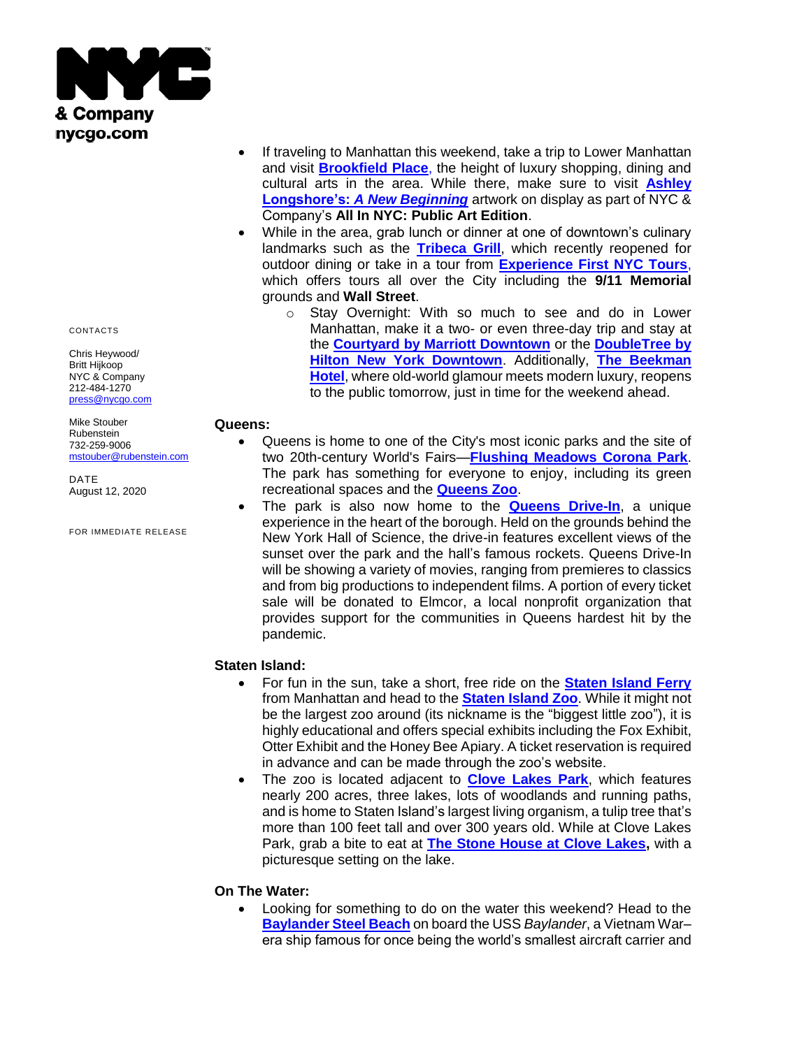**NYC & Company**
**nycgo.com**

CONTACTS

Chris Heywood/
Britt Hijkoop
NYC & Company
212-484-1270
press@nycgo.com

Mike Stouber
Rubenstein
732-259-9006
mstouber@rubenstein.com

DATE
August 12, 2020

FOR IMMEDIATE RELEASE

- If traveling to Manhattan this weekend, take a trip to Lower Manhattan and visit **Brookfield Place**, the height of luxury shopping, dining and cultural arts in the area. While there, make sure to visit **Ashley Longshore's: *A New Beginning*** artwork on display as part of NYC & Company's **All In NYC: Public Art Edition**.
- While in the area, grab lunch or dinner at one of downtown's culinary landmarks such as the **Tribeca Grill**, which recently reopened for outdoor dining or take in a tour from **Experience First NYC Tours**, which offers tours all over the City including the **9/11 Memorial** grounds and **Wall Street**.
    - Stay Overnight: With so much to see and do in Lower Manhattan, make it a two- or even three-day trip and stay at the **Courtyard by Marriott Downtown** or the **DoubleTree by Hilton New York Downtown**. Additionally, **The Beekman Hotel**, where old-world glamour meets modern luxury, reopens to the public tomorrow, just in time for the weekend ahead.

**Queens:**

- Queens is home to one of the City's most iconic parks and the site of two 20th-century World's Fairs—**Flushing Meadows Corona Park**. The park has something for everyone to enjoy, including its green recreational spaces and the **Queens Zoo**.
- The park is also now home to the **Queens Drive-In**, a unique experience in the heart of the borough. Held on the grounds behind the New York Hall of Science, the drive-in features excellent views of the sunset over the park and the hall's famous rockets. Queens Drive-In will be showing a variety of movies, ranging from premieres to classics and from big productions to independent films. A portion of every ticket sale will be donated to Elmcor, a local nonprofit organization that provides support for the communities in Queens hardest hit by the pandemic.

**Staten Island:**

- For fun in the sun, take a short, free ride on the **Staten Island Ferry** from Manhattan and head to the **Staten Island Zoo**. While it might not be the largest zoo around (its nickname is the "biggest little zoo"), it is highly educational and offers special exhibits including the Fox Exhibit, Otter Exhibit and the Honey Bee Apiary. A ticket reservation is required in advance and can be made through the zoo's website.
- The zoo is located adjacent to **Clove Lakes Park**, which features nearly 200 acres, three lakes, lots of woodlands and running paths, and is home to Staten Island's largest living organism, a tulip tree that's more than 100 feet tall and over 300 years old. While at Clove Lakes Park, grab a bite to eat at **The Stone House at Clove Lakes,** with a picturesque setting on the lake.

**On The Water:**

- Looking for something to do on the water this weekend? Head to the **Baylander Steel Beach** on board the USS *Baylander*, a Vietnam War–era ship famous for once being the world's smallest aircraft carrier and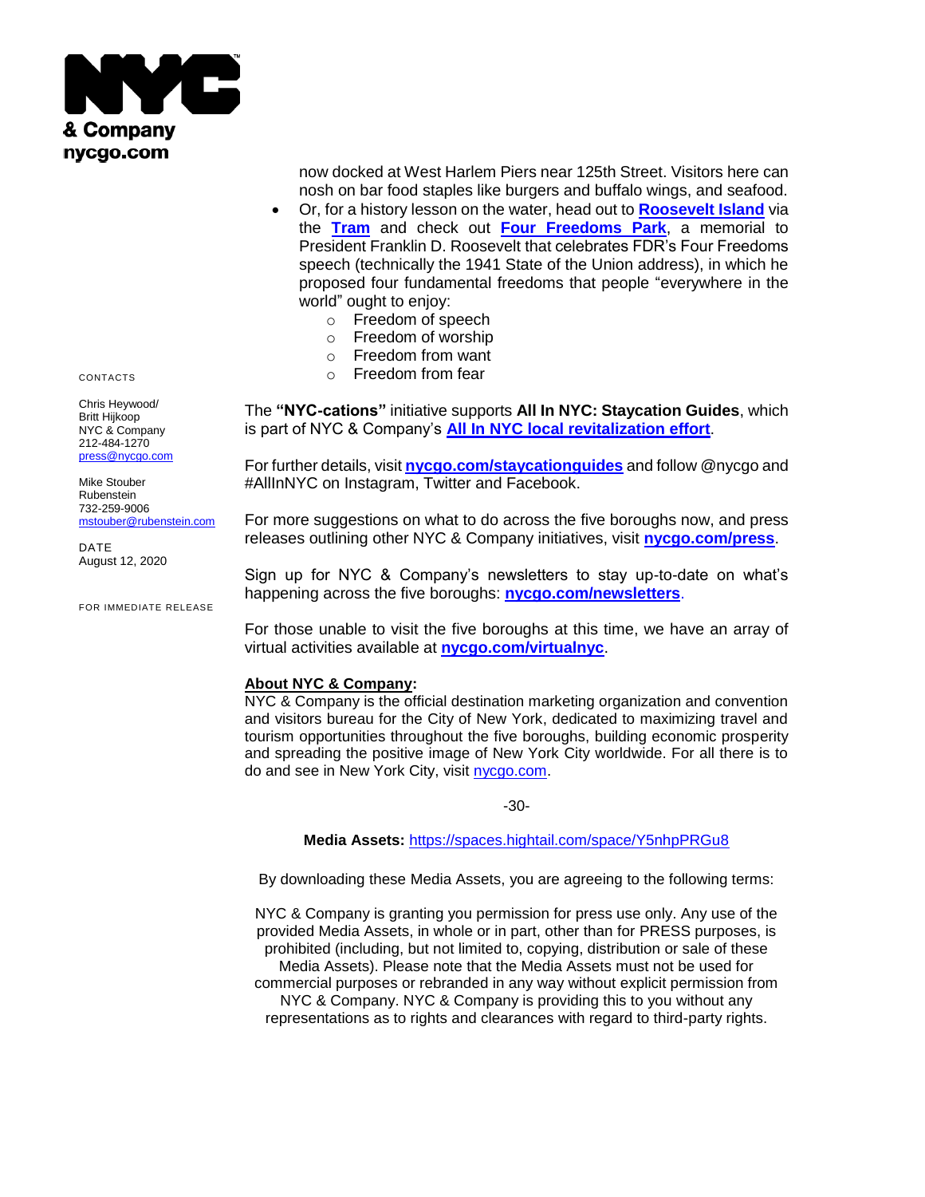now docked at West Harlem Piers near 125th Street. Visitors here can nosh on bar food staples like burgers and buffalo wings, and seafood.

- Or, for a history lesson on the water, head out to **Roosevelt Island** via the **Tram** and check out **Four Freedoms Park**, a memorial to President Franklin D. Roosevelt that celebrates FDR's Four Freedoms speech (technically the 1941 State of the Union address), in which he proposed four fundamental freedoms that people "everywhere in the world" ought to enjoy:
  - Freedom of speech
  - Freedom of worship
  - Freedom from want
  - Freedom from fear

CONTACTS

Chris Heywood/
Britt Hijkoop
NYC & Company
212-484-1270
press@nycgo.com

Mike Stouber
Rubenstein
732-259-9006
mstouber@rubenstein.com

DATE
August 12, 2020

FOR IMMEDIATE RELEASE

The **"NYC-cations"** initiative supports **All In NYC: Staycation Guides**, which is part of NYC & Company's **All In NYC local revitalization effort**.

For further details, visit **nycgo.com/staycationguides** and follow @nycgo and #AllInNYC on Instagram, Twitter and Facebook.

For more suggestions on what to do across the five boroughs now, and press releases outlining other NYC & Company initiatives, visit **nycgo.com/press**.

Sign up for NYC & Company's newsletters to stay up-to-date on what's happening across the five boroughs: **nycgo.com/newsletters**.

For those unable to visit the five boroughs at this time, we have an array of virtual activities available at **nycgo.com/virtualnyc**.

**About NYC & Company:**
NYC & Company is the official destination marketing organization and convention and visitors bureau for the City of New York, dedicated to maximizing travel and tourism opportunities throughout the five boroughs, building economic prosperity and spreading the positive image of New York City worldwide. For all there is to do and see in New York City, visit nycgo.com.

-30-

**Media Assets:** https://spaces.hightail.com/space/Y5nhpPRGu8

By downloading these Media Assets, you are agreeing to the following terms:

NYC & Company is granting you permission for press use only. Any use of the provided Media Assets, in whole or in part, other than for PRESS purposes, is prohibited (including, but not limited to, copying, distribution or sale of these Media Assets). Please note that the Media Assets must not be used for commercial purposes or rebranded in any way without explicit permission from NYC & Company. NYC & Company is providing this to you without any representations as to rights and clearances with regard to third-party rights.